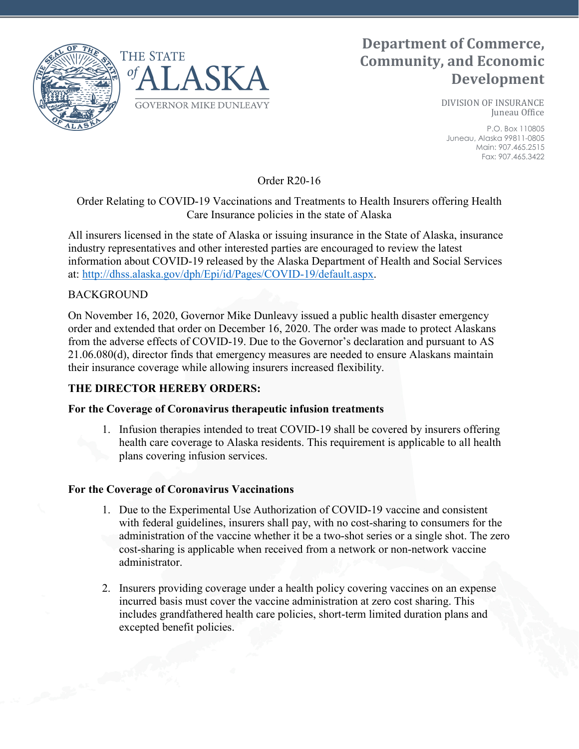THE STATE of ALASKA

GOVERNOR MIKE DUNLEAVY

# Department of Commerce, Community, and Economic Development

DIVISION OF INSURANCE
Juneau Office

P.O. Box 110805
Juneau, Alaska 99811-0805
Main: 907.465.2515
Fax: 907.465.3422

Order R20-16

Order Relating to COVID-19 Vaccinations and Treatments to Health Insurers offering Health Care Insurance policies in the state of Alaska

All insurers licensed in the state of Alaska or issuing insurance in the State of Alaska, insurance industry representatives and other interested parties are encouraged to review the latest information about COVID-19 released by the Alaska Department of Health and Social Services at: http://dhss.alaska.gov/dph/Epi/id/Pages/COVID-19/default.aspx.

BACKGROUND

On November 16, 2020, Governor Mike Dunleavy issued a public health disaster emergency order and extended that order on December 16, 2020. The order was made to protect Alaskans from the adverse effects of COVID-19. Due to the Governor's declaration and pursuant to AS 21.06.080(d), director finds that emergency measures are needed to ensure Alaskans maintain their insurance coverage while allowing insurers increased flexibility.

**THE DIRECTOR HEREBY ORDERS:**

**For the Coverage of Coronavirus therapeutic infusion treatments**

1. Infusion therapies intended to treat COVID-19 shall be covered by insurers offering health care coverage to Alaska residents. This requirement is applicable to all health plans covering infusion services.

**For the Coverage of Coronavirus Vaccinations**

1. Due to the Experimental Use Authorization of COVID-19 vaccine and consistent with federal guidelines, insurers shall pay, with no cost-sharing to consumers for the administration of the vaccine whether it be a two-shot series or a single shot. The zero cost-sharing is applicable when received from a network or non-network vaccine administrator.

2. Insurers providing coverage under a health policy covering vaccines on an expense incurred basis must cover the vaccine administration at zero cost sharing. This includes grandfathered health care policies, short-term limited duration plans and excepted benefit policies.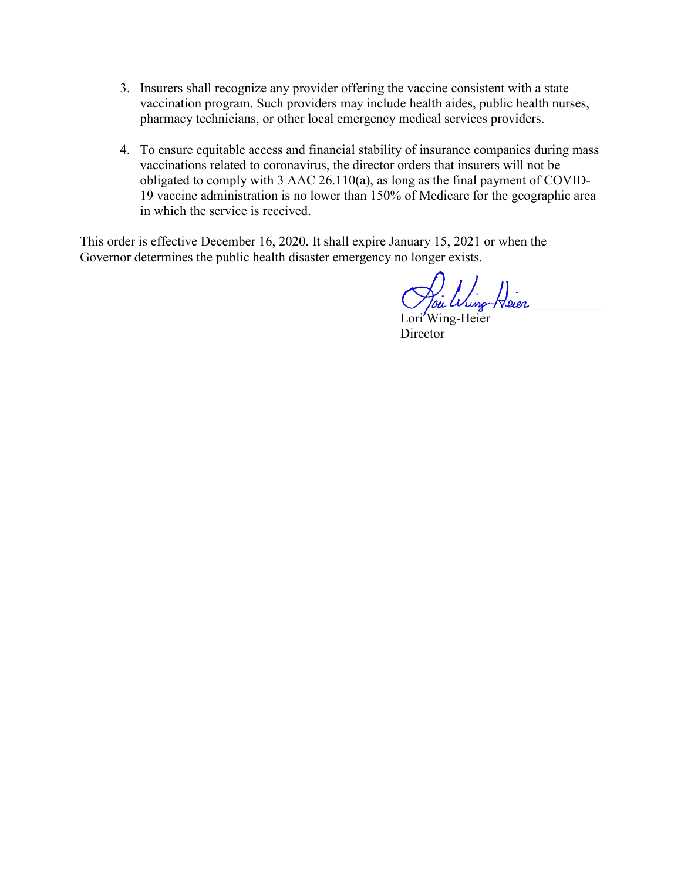3. Insurers shall recognize any provider offering the vaccine consistent with a state vaccination program. Such providers may include health aides, public health nurses, pharmacy technicians, or other local emergency medical services providers.

4. To ensure equitable access and financial stability of insurance companies during mass vaccinations related to coronavirus, the director orders that insurers will not be obligated to comply with 3 AAC 26.110(a), as long as the final payment of COVID-19 vaccine administration is no lower than 150% of Medicare for the geographic area in which the service is received.

This order is effective December 16, 2020. It shall expire January 15, 2021 or when the Governor determines the public health disaster emergency no longer exists.

Lori Wing-Heier
Director